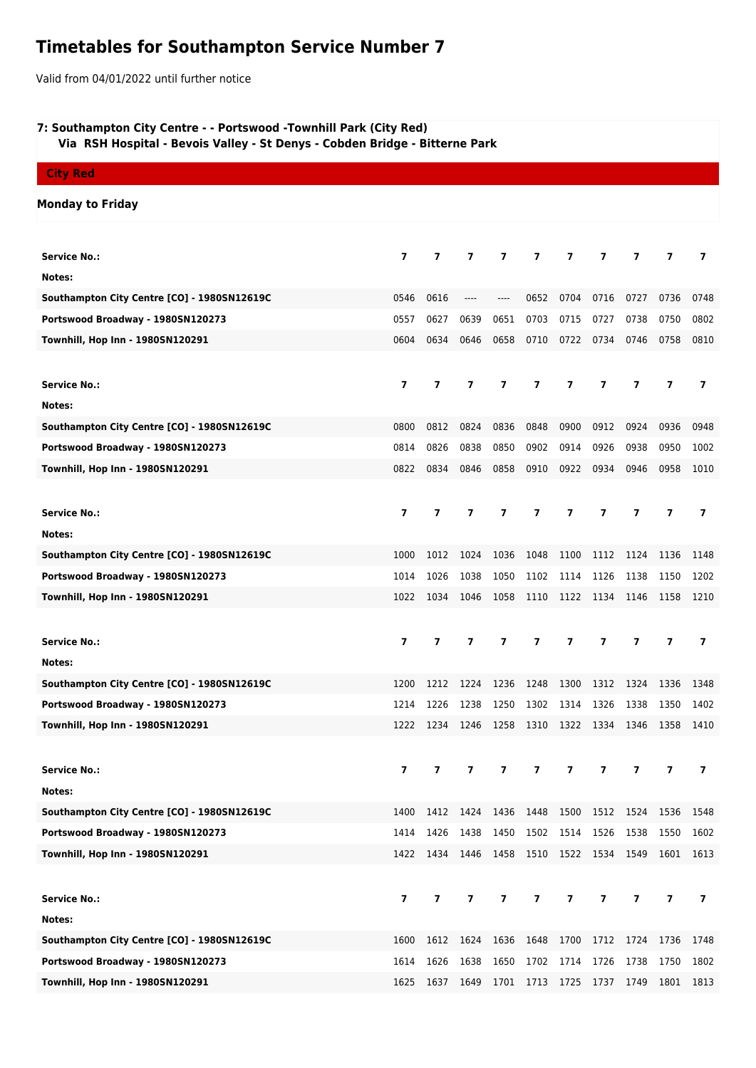# Timetables for Southampton Service Number 7

Valid from 04/01/2022 until further notice

**7: Southampton City Centre - - Portswood -Townhill Park (City Red)**
**Via RSH Hospital - Bevois Valley - St Denys - Cobden Bridge - Bitterne Park**

**City Red**

**Monday to Friday**

| Service No.: | 7 | 7 | 7 | 7 | 7 | 7 | 7 | 7 | 7 | 7 |
|---|---|---|---|---|---|---|---|---|---|---|
| Notes: | | | | | | | | | | |
| Southampton City Centre [CO] - 1980SN12619C | 0546 | 0616 | ---- | ---- | 0652 | 0704 | 0716 | 0727 | 0736 | 0748 |
| Portswood Broadway - 1980SN120273 | 0557 | 0627 | 0639 | 0651 | 0703 | 0715 | 0727 | 0738 | 0750 | 0802 |
| Townhill, Hop Inn - 1980SN120291 | 0604 | 0634 | 0646 | 0658 | 0710 | 0722 | 0734 | 0746 | 0758 | 0810 |

| Service No.: | 7 | 7 | 7 | 7 | 7 | 7 | 7 | 7 | 7 | 7 |
|---|---|---|---|---|---|---|---|---|---|---|
| Notes: | | | | | | | | | | |
| Southampton City Centre [CO] - 1980SN12619C | 0800 | 0812 | 0824 | 0836 | 0848 | 0900 | 0912 | 0924 | 0936 | 0948 |
| Portswood Broadway - 1980SN120273 | 0814 | 0826 | 0838 | 0850 | 0902 | 0914 | 0926 | 0938 | 0950 | 1002 |
| Townhill, Hop Inn - 1980SN120291 | 0822 | 0834 | 0846 | 0858 | 0910 | 0922 | 0934 | 0946 | 0958 | 1010 |

| Service No.: | 7 | 7 | 7 | 7 | 7 | 7 | 7 | 7 | 7 | 7 |
|---|---|---|---|---|---|---|---|---|---|---|
| Notes: | | | | | | | | | | |
| Southampton City Centre [CO] - 1980SN12619C | 1000 | 1012 | 1024 | 1036 | 1048 | 1100 | 1112 | 1124 | 1136 | 1148 |
| Portswood Broadway - 1980SN120273 | 1014 | 1026 | 1038 | 1050 | 1102 | 1114 | 1126 | 1138 | 1150 | 1202 |
| Townhill, Hop Inn - 1980SN120291 | 1022 | 1034 | 1046 | 1058 | 1110 | 1122 | 1134 | 1146 | 1158 | 1210 |

| Service No.: | 7 | 7 | 7 | 7 | 7 | 7 | 7 | 7 | 7 | 7 |
|---|---|---|---|---|---|---|---|---|---|---|
| Notes: | | | | | | | | | | |
| Southampton City Centre [CO] - 1980SN12619C | 1200 | 1212 | 1224 | 1236 | 1248 | 1300 | 1312 | 1324 | 1336 | 1348 |
| Portswood Broadway - 1980SN120273 | 1214 | 1226 | 1238 | 1250 | 1302 | 1314 | 1326 | 1338 | 1350 | 1402 |
| Townhill, Hop Inn - 1980SN120291 | 1222 | 1234 | 1246 | 1258 | 1310 | 1322 | 1334 | 1346 | 1358 | 1410 |

| Service No.: | 7 | 7 | 7 | 7 | 7 | 7 | 7 | 7 | 7 | 7 |
|---|---|---|---|---|---|---|---|---|---|---|
| Notes: | | | | | | | | | | |
| Southampton City Centre [CO] - 1980SN12619C | 1400 | 1412 | 1424 | 1436 | 1448 | 1500 | 1512 | 1524 | 1536 | 1548 |
| Portswood Broadway - 1980SN120273 | 1414 | 1426 | 1438 | 1450 | 1502 | 1514 | 1526 | 1538 | 1550 | 1602 |
| Townhill, Hop Inn - 1980SN120291 | 1422 | 1434 | 1446 | 1458 | 1510 | 1522 | 1534 | 1549 | 1601 | 1613 |

| Service No.: | 7 | 7 | 7 | 7 | 7 | 7 | 7 | 7 | 7 | 7 |
|---|---|---|---|---|---|---|---|---|---|---|
| Notes: | | | | | | | | | | |
| Southampton City Centre [CO] - 1980SN12619C | 1600 | 1612 | 1624 | 1636 | 1648 | 1700 | 1712 | 1724 | 1736 | 1748 |
| Portswood Broadway - 1980SN120273 | 1614 | 1626 | 1638 | 1650 | 1702 | 1714 | 1726 | 1738 | 1750 | 1802 |
| Townhill, Hop Inn - 1980SN120291 | 1625 | 1637 | 1649 | 1701 | 1713 | 1725 | 1737 | 1749 | 1801 | 1813 |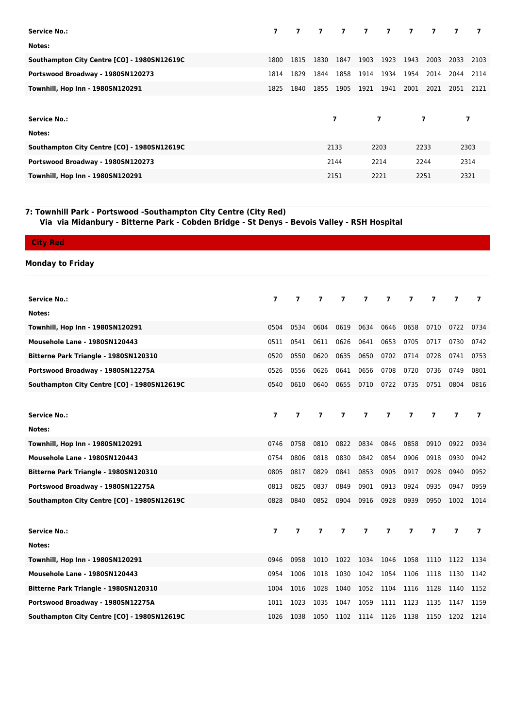| Service No.: | 7 | 7 | 7 | 7 | 7 | 7 | 7 | 7 | 7 | 7 |
|---|---|---|---|---|---|---|---|---|---|---|
| Notes: | | | | | | | | | | |
| Southampton City Centre [CO] - 1980SN12619C | 1800 | 1815 | 1830 | 1847 | 1903 | 1923 | 1943 | 2003 | 2033 | 2103 |
| Portswood Broadway - 1980SN120273 | 1814 | 1829 | 1844 | 1858 | 1914 | 1934 | 1954 | 2014 | 2044 | 2114 |
| Townhill, Hop Inn - 1980SN120291 | 1825 | 1840 | 1855 | 1905 | 1921 | 1941 | 2001 | 2021 | 2051 | 2121 |

| Service No.: | 7 | 7 | 7 | 7 |
|---|---|---|---|---|
| Notes: | | | | |
| Southampton City Centre [CO] - 1980SN12619C | 2133 | 2203 | 2233 | 2303 |
| Portswood Broadway - 1980SN120273 | 2144 | 2214 | 2244 | 2314 |
| Townhill, Hop Inn - 1980SN120291 | 2151 | 2221 | 2251 | 2321 |

## 7: Townhill Park - Portswood -Southampton City Centre (City Red)

**Via via Midanbury - Bitterne Park - Cobden Bridge - St Denys - Bevois Valley - RSH Hospital**

**City Red**

### Monday to Friday

| Service No.: | 7 | 7 | 7 | 7 | 7 | 7 | 7 | 7 | 7 | 7 |
|---|---|---|---|---|---|---|---|---|---|---|
| Notes: | | | | | | | | | | |
| Townhill, Hop Inn - 1980SN120291 | 0504 | 0534 | 0604 | 0619 | 0634 | 0646 | 0658 | 0710 | 0722 | 0734 |
| Mousehole Lane - 1980SN120443 | 0511 | 0541 | 0611 | 0626 | 0641 | 0653 | 0705 | 0717 | 0730 | 0742 |
| Bitterne Park Triangle - 1980SN120310 | 0520 | 0550 | 0620 | 0635 | 0650 | 0702 | 0714 | 0728 | 0741 | 0753 |
| Portswood Broadway - 1980SN12275A | 0526 | 0556 | 0626 | 0641 | 0656 | 0708 | 0720 | 0736 | 0749 | 0801 |
| Southampton City Centre [CO] - 1980SN12619C | 0540 | 0610 | 0640 | 0655 | 0710 | 0722 | 0735 | 0751 | 0804 | 0816 |

| Service No.: | 7 | 7 | 7 | 7 | 7 | 7 | 7 | 7 | 7 | 7 |
|---|---|---|---|---|---|---|---|---|---|---|
| Notes: | | | | | | | | | | |
| Townhill, Hop Inn - 1980SN120291 | 0746 | 0758 | 0810 | 0822 | 0834 | 0846 | 0858 | 0910 | 0922 | 0934 |
| Mousehole Lane - 1980SN120443 | 0754 | 0806 | 0818 | 0830 | 0842 | 0854 | 0906 | 0918 | 0930 | 0942 |
| Bitterne Park Triangle - 1980SN120310 | 0805 | 0817 | 0829 | 0841 | 0853 | 0905 | 0917 | 0928 | 0940 | 0952 |
| Portswood Broadway - 1980SN12275A | 0813 | 0825 | 0837 | 0849 | 0901 | 0913 | 0924 | 0935 | 0947 | 0959 |
| Southampton City Centre [CO] - 1980SN12619C | 0828 | 0840 | 0852 | 0904 | 0916 | 0928 | 0939 | 0950 | 1002 | 1014 |

| Service No.: | 7 | 7 | 7 | 7 | 7 | 7 | 7 | 7 | 7 | 7 |
|---|---|---|---|---|---|---|---|---|---|---|
| Notes: | | | | | | | | | | |
| Townhill, Hop Inn - 1980SN120291 | 0946 | 0958 | 1010 | 1022 | 1034 | 1046 | 1058 | 1110 | 1122 | 1134 |
| Mousehole Lane - 1980SN120443 | 0954 | 1006 | 1018 | 1030 | 1042 | 1054 | 1106 | 1118 | 1130 | 1142 |
| Bitterne Park Triangle - 1980SN120310 | 1004 | 1016 | 1028 | 1040 | 1052 | 1104 | 1116 | 1128 | 1140 | 1152 |
| Portswood Broadway - 1980SN12275A | 1011 | 1023 | 1035 | 1047 | 1059 | 1111 | 1123 | 1135 | 1147 | 1159 |
| Southampton City Centre [CO] - 1980SN12619C | 1026 | 1038 | 1050 | 1102 | 1114 | 1126 | 1138 | 1150 | 1202 | 1214 |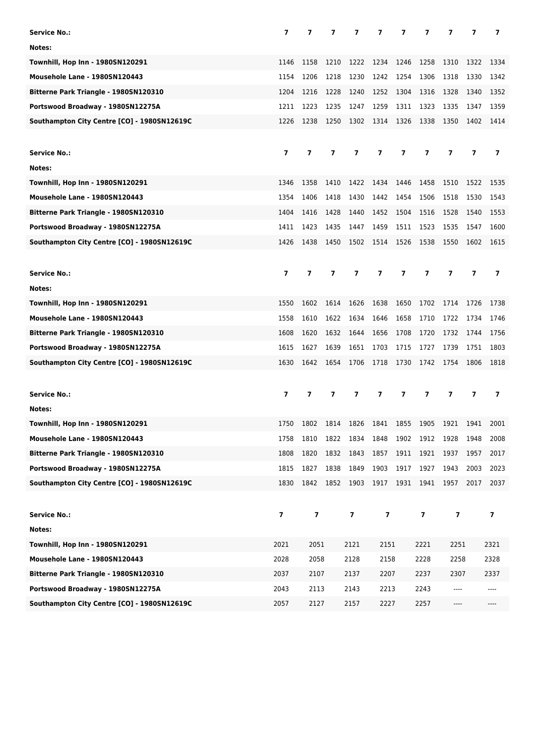| Service No.: | 7 | 7 | 7 | 7 | 7 | 7 | 7 | 7 | 7 | 7 |
|---|---|---|---|---|---|---|---|---|---|---|
| Notes: | | | | | | | | | | |
| Townhill, Hop Inn - 1980SN120291 | 1146 | 1158 | 1210 | 1222 | 1234 | 1246 | 1258 | 1310 | 1322 | 1334 |
| Mousehole Lane - 1980SN120443 | 1154 | 1206 | 1218 | 1230 | 1242 | 1254 | 1306 | 1318 | 1330 | 1342 |
| Bitterne Park Triangle - 1980SN120310 | 1204 | 1216 | 1228 | 1240 | 1252 | 1304 | 1316 | 1328 | 1340 | 1352 |
| Portswood Broadway - 1980SN12275A | 1211 | 1223 | 1235 | 1247 | 1259 | 1311 | 1323 | 1335 | 1347 | 1359 |
| Southampton City Centre [CO] - 1980SN12619C | 1226 | 1238 | 1250 | 1302 | 1314 | 1326 | 1338 | 1350 | 1402 | 1414 |

| Service No.: | 7 | 7 | 7 | 7 | 7 | 7 | 7 | 7 | 7 | 7 |
|---|---|---|---|---|---|---|---|---|---|---|
| Notes: | | | | | | | | | | |
| Townhill, Hop Inn - 1980SN120291 | 1346 | 1358 | 1410 | 1422 | 1434 | 1446 | 1458 | 1510 | 1522 | 1535 |
| Mousehole Lane - 1980SN120443 | 1354 | 1406 | 1418 | 1430 | 1442 | 1454 | 1506 | 1518 | 1530 | 1543 |
| Bitterne Park Triangle - 1980SN120310 | 1404 | 1416 | 1428 | 1440 | 1452 | 1504 | 1516 | 1528 | 1540 | 1553 |
| Portswood Broadway - 1980SN12275A | 1411 | 1423 | 1435 | 1447 | 1459 | 1511 | 1523 | 1535 | 1547 | 1600 |
| Southampton City Centre [CO] - 1980SN12619C | 1426 | 1438 | 1450 | 1502 | 1514 | 1526 | 1538 | 1550 | 1602 | 1615 |

| Service No.: | 7 | 7 | 7 | 7 | 7 | 7 | 7 | 7 | 7 | 7 |
|---|---|---|---|---|---|---|---|---|---|---|
| Notes: | | | | | | | | | | |
| Townhill, Hop Inn - 1980SN120291 | 1550 | 1602 | 1614 | 1626 | 1638 | 1650 | 1702 | 1714 | 1726 | 1738 |
| Mousehole Lane - 1980SN120443 | 1558 | 1610 | 1622 | 1634 | 1646 | 1658 | 1710 | 1722 | 1734 | 1746 |
| Bitterne Park Triangle - 1980SN120310 | 1608 | 1620 | 1632 | 1644 | 1656 | 1708 | 1720 | 1732 | 1744 | 1756 |
| Portswood Broadway - 1980SN12275A | 1615 | 1627 | 1639 | 1651 | 1703 | 1715 | 1727 | 1739 | 1751 | 1803 |
| Southampton City Centre [CO] - 1980SN12619C | 1630 | 1642 | 1654 | 1706 | 1718 | 1730 | 1742 | 1754 | 1806 | 1818 |

| Service No.: | 7 | 7 | 7 | 7 | 7 | 7 | 7 | 7 | 7 | 7 |
|---|---|---|---|---|---|---|---|---|---|---|
| Notes: | | | | | | | | | | |
| Townhill, Hop Inn - 1980SN120291 | 1750 | 1802 | 1814 | 1826 | 1841 | 1855 | 1905 | 1921 | 1941 | 2001 |
| Mousehole Lane - 1980SN120443 | 1758 | 1810 | 1822 | 1834 | 1848 | 1902 | 1912 | 1928 | 1948 | 2008 |
| Bitterne Park Triangle - 1980SN120310 | 1808 | 1820 | 1832 | 1843 | 1857 | 1911 | 1921 | 1937 | 1957 | 2017 |
| Portswood Broadway - 1980SN12275A | 1815 | 1827 | 1838 | 1849 | 1903 | 1917 | 1927 | 1943 | 2003 | 2023 |
| Southampton City Centre [CO] - 1980SN12619C | 1830 | 1842 | 1852 | 1903 | 1917 | 1931 | 1941 | 1957 | 2017 | 2037 |

| Service No.: | 7 | 7 | 7 | 7 | 7 | 7 | 7 |
|---|---|---|---|---|---|---|---|
| Notes: | | | | | | | |
| Townhill, Hop Inn - 1980SN120291 | 2021 | 2051 | 2121 | 2151 | 2221 | 2251 | 2321 |
| Mousehole Lane - 1980SN120443 | 2028 | 2058 | 2128 | 2158 | 2228 | 2258 | 2328 |
| Bitterne Park Triangle - 1980SN120310 | 2037 | 2107 | 2137 | 2207 | 2237 | 2307 | 2337 |
| Portswood Broadway - 1980SN12275A | 2043 | 2113 | 2143 | 2213 | 2243 | ---- | ---- |
| Southampton City Centre [CO] - 1980SN12619C | 2057 | 2127 | 2157 | 2227 | 2257 | ---- | ---- |